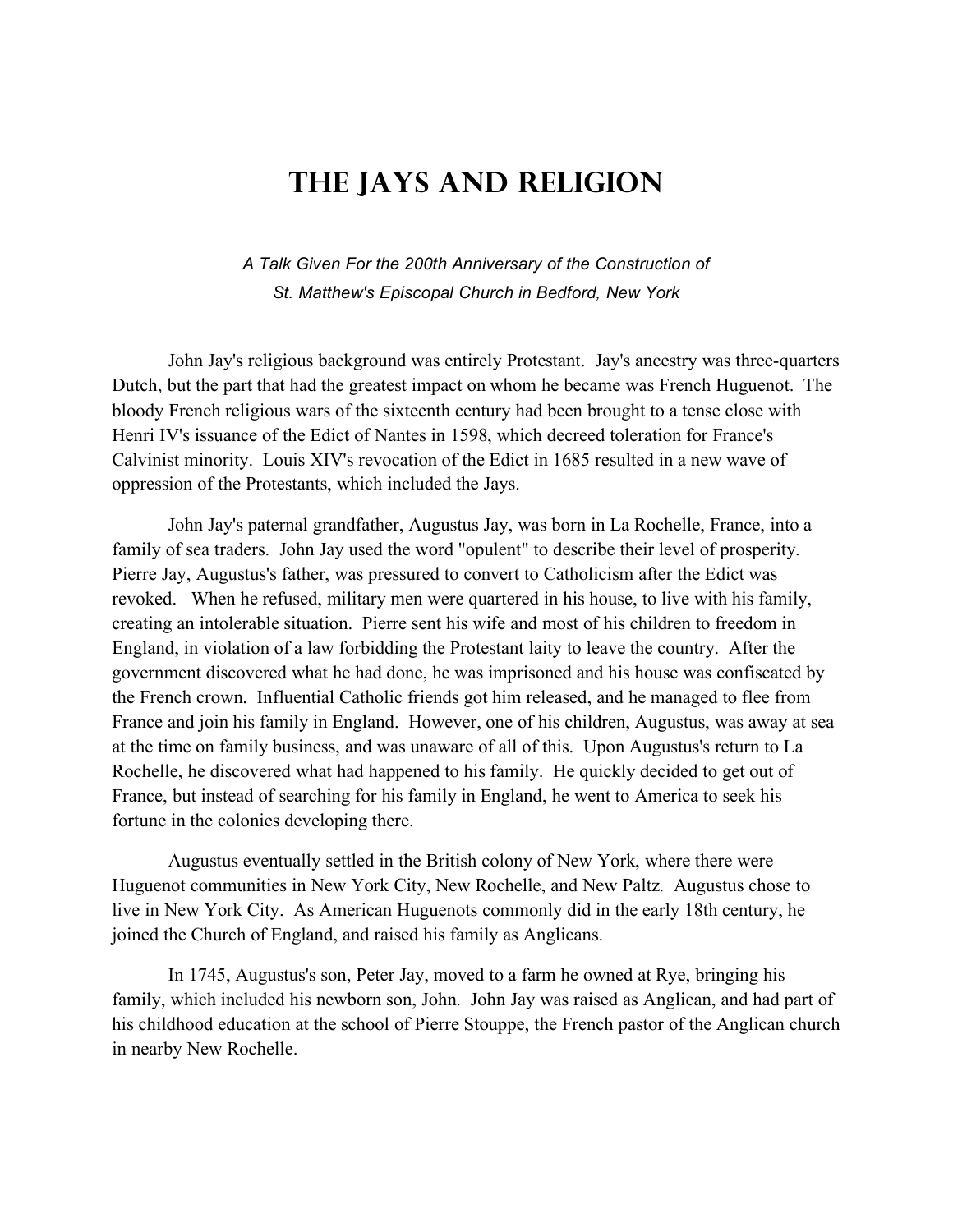# The Jays and Religion

*A Talk Given For the 200th Anniversary of the Construction of St. Matthew's Episcopal Church in Bedford, New York*

John Jay's religious background was entirely Protestant. Jay's ancestry was three-quarters Dutch, but the part that had the greatest impact on whom he became was French Huguenot. The bloody French religious wars of the sixteenth century had been brought to a tense close with Henri IV's issuance of the Edict of Nantes in 1598, which decreed toleration for France's Calvinist minority. Louis XIV's revocation of the Edict in 1685 resulted in a new wave of oppression of the Protestants, which included the Jays.

John Jay's paternal grandfather, Augustus Jay, was born in La Rochelle, France, into a family of sea traders. John Jay used the word "opulent" to describe their level of prosperity. Pierre Jay, Augustus's father, was pressured to convert to Catholicism after the Edict was revoked. When he refused, military men were quartered in his house, to live with his family, creating an intolerable situation. Pierre sent his wife and most of his children to freedom in England, in violation of a law forbidding the Protestant laity to leave the country. After the government discovered what he had done, he was imprisoned and his house was confiscated by the French crown. Influential Catholic friends got him released, and he managed to flee from France and join his family in England. However, one of his children, Augustus, was away at sea at the time on family business, and was unaware of all of this. Upon Augustus's return to La Rochelle, he discovered what had happened to his family. He quickly decided to get out of France, but instead of searching for his family in England, he went to America to seek his fortune in the colonies developing there.

Augustus eventually settled in the British colony of New York, where there were Huguenot communities in New York City, New Rochelle, and New Paltz. Augustus chose to live in New York City. As American Huguenots commonly did in the early 18th century, he joined the Church of England, and raised his family as Anglicans.

In 1745, Augustus's son, Peter Jay, moved to a farm he owned at Rye, bringing his family, which included his newborn son, John. John Jay was raised as Anglican, and had part of his childhood education at the school of Pierre Stouppe, the French pastor of the Anglican church in nearby New Rochelle.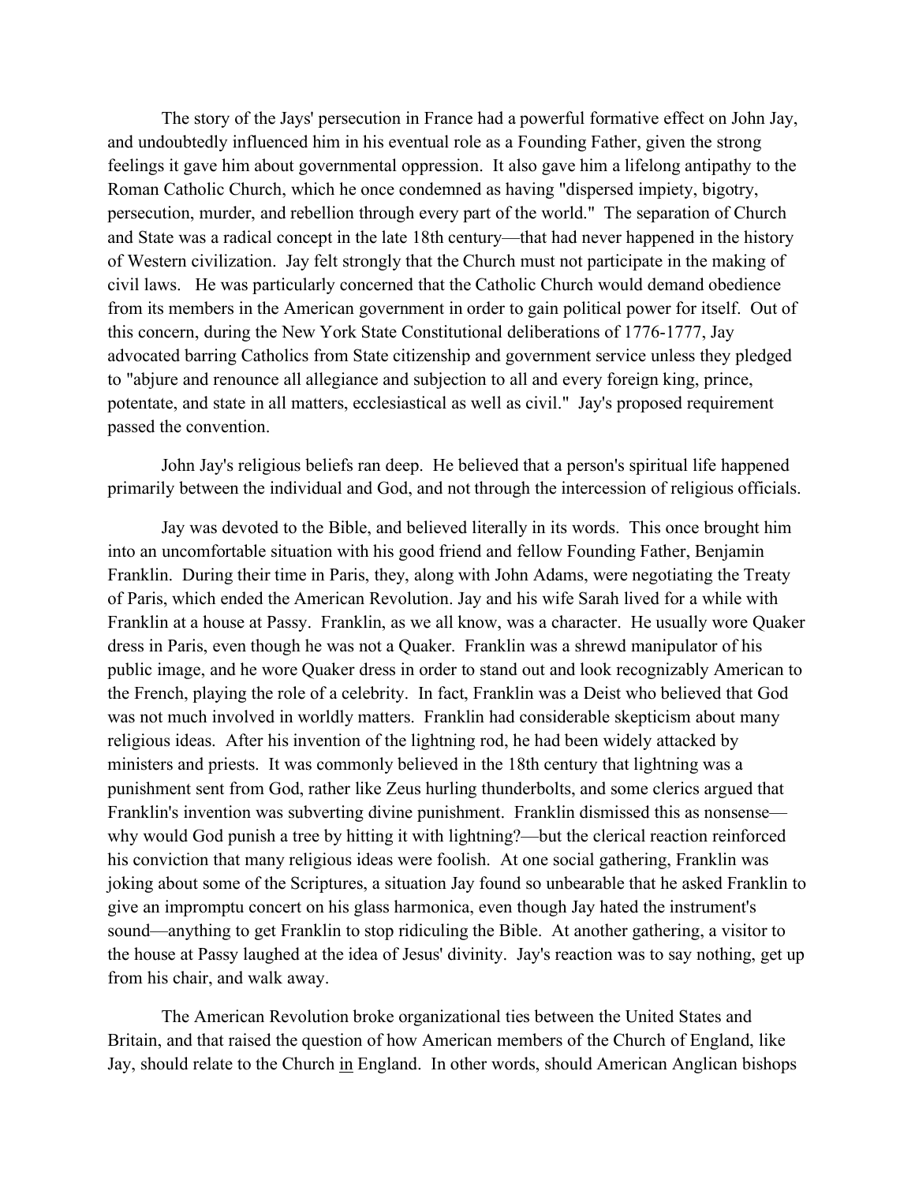The story of the Jays' persecution in France had a powerful formative effect on John Jay, and undoubtedly influenced him in his eventual role as a Founding Father, given the strong feelings it gave him about governmental oppression. It also gave him a lifelong antipathy to the Roman Catholic Church, which he once condemned as having "dispersed impiety, bigotry, persecution, murder, and rebellion through every part of the world." The separation of Church and State was a radical concept in the late 18th century—that had never happened in the history of Western civilization. Jay felt strongly that the Church must not participate in the making of civil laws. He was particularly concerned that the Catholic Church would demand obedience from its members in the American government in order to gain political power for itself. Out of this concern, during the New York State Constitutional deliberations of 1776-1777, Jay advocated barring Catholics from State citizenship and government service unless they pledged to "abjure and renounce all allegiance and subjection to all and every foreign king, prince, potentate, and state in all matters, ecclesiastical as well as civil." Jay's proposed requirement passed the convention.

John Jay's religious beliefs ran deep. He believed that a person's spiritual life happened primarily between the individual and God, and not through the intercession of religious officials.

Jay was devoted to the Bible, and believed literally in its words. This once brought him into an uncomfortable situation with his good friend and fellow Founding Father, Benjamin Franklin. During their time in Paris, they, along with John Adams, were negotiating the Treaty of Paris, which ended the American Revolution. Jay and his wife Sarah lived for a while with Franklin at a house at Passy. Franklin, as we all know, was a character. He usually wore Quaker dress in Paris, even though he was not a Quaker. Franklin was a shrewd manipulator of his public image, and he wore Quaker dress in order to stand out and look recognizably American to the French, playing the role of a celebrity. In fact, Franklin was a Deist who believed that God was not much involved in worldly matters. Franklin had considerable skepticism about many religious ideas. After his invention of the lightning rod, he had been widely attacked by ministers and priests. It was commonly believed in the 18th century that lightning was a punishment sent from God, rather like Zeus hurling thunderbolts, and some clerics argued that Franklin's invention was subverting divine punishment. Franklin dismissed this as nonsense—why would God punish a tree by hitting it with lightning?—but the clerical reaction reinforced his conviction that many religious ideas were foolish. At one social gathering, Franklin was joking about some of the Scriptures, a situation Jay found so unbearable that he asked Franklin to give an impromptu concert on his glass harmonica, even though Jay hated the instrument's sound—anything to get Franklin to stop ridiculing the Bible. At another gathering, a visitor to the house at Passy laughed at the idea of Jesus' divinity. Jay's reaction was to say nothing, get up from his chair, and walk away.

The American Revolution broke organizational ties between the United States and Britain, and that raised the question of how American members of the Church of England, like Jay, should relate to the Church <u>in</u> England. In other words, should American Anglican bishops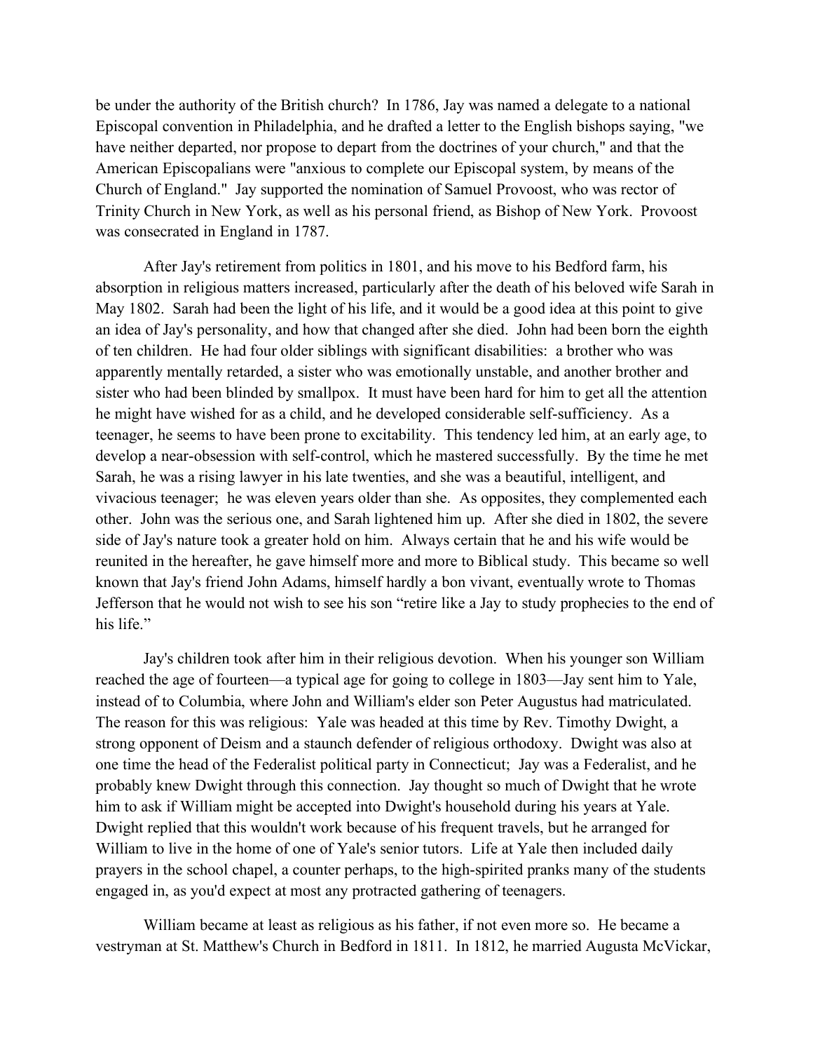be under the authority of the British church? In 1786, Jay was named a delegate to a national Episcopal convention in Philadelphia, and he drafted a letter to the English bishops saying, "we have neither departed, nor propose to depart from the doctrines of your church," and that the American Episcopalians were "anxious to complete our Episcopal system, by means of the Church of England." Jay supported the nomination of Samuel Provoost, who was rector of Trinity Church in New York, as well as his personal friend, as Bishop of New York. Provoost was consecrated in England in 1787.

After Jay's retirement from politics in 1801, and his move to his Bedford farm, his absorption in religious matters increased, particularly after the death of his beloved wife Sarah in May 1802. Sarah had been the light of his life, and it would be a good idea at this point to give an idea of Jay's personality, and how that changed after she died. John had been born the eighth of ten children. He had four older siblings with significant disabilities: a brother who was apparently mentally retarded, a sister who was emotionally unstable, and another brother and sister who had been blinded by smallpox. It must have been hard for him to get all the attention he might have wished for as a child, and he developed considerable self-sufficiency. As a teenager, he seems to have been prone to excitability. This tendency led him, at an early age, to develop a near-obsession with self-control, which he mastered successfully. By the time he met Sarah, he was a rising lawyer in his late twenties, and she was a beautiful, intelligent, and vivacious teenager; he was eleven years older than she. As opposites, they complemented each other. John was the serious one, and Sarah lightened him up. After she died in 1802, the severe side of Jay's nature took a greater hold on him. Always certain that he and his wife would be reunited in the hereafter, he gave himself more and more to Biblical study. This became so well known that Jay's friend John Adams, himself hardly a bon vivant, eventually wrote to Thomas Jefferson that he would not wish to see his son "retire like a Jay to study prophecies to the end of his life."

Jay's children took after him in their religious devotion. When his younger son William reached the age of fourteen—a typical age for going to college in 1803—Jay sent him to Yale, instead of to Columbia, where John and William's elder son Peter Augustus had matriculated. The reason for this was religious: Yale was headed at this time by Rev. Timothy Dwight, a strong opponent of Deism and a staunch defender of religious orthodoxy. Dwight was also at one time the head of the Federalist political party in Connecticut; Jay was a Federalist, and he probably knew Dwight through this connection. Jay thought so much of Dwight that he wrote him to ask if William might be accepted into Dwight's household during his years at Yale. Dwight replied that this wouldn't work because of his frequent travels, but he arranged for William to live in the home of one of Yale's senior tutors. Life at Yale then included daily prayers in the school chapel, a counter perhaps, to the high-spirited pranks many of the students engaged in, as you'd expect at most any protracted gathering of teenagers.

William became at least as religious as his father, if not even more so. He became a vestryman at St. Matthew's Church in Bedford in 1811. In 1812, he married Augusta McVickar,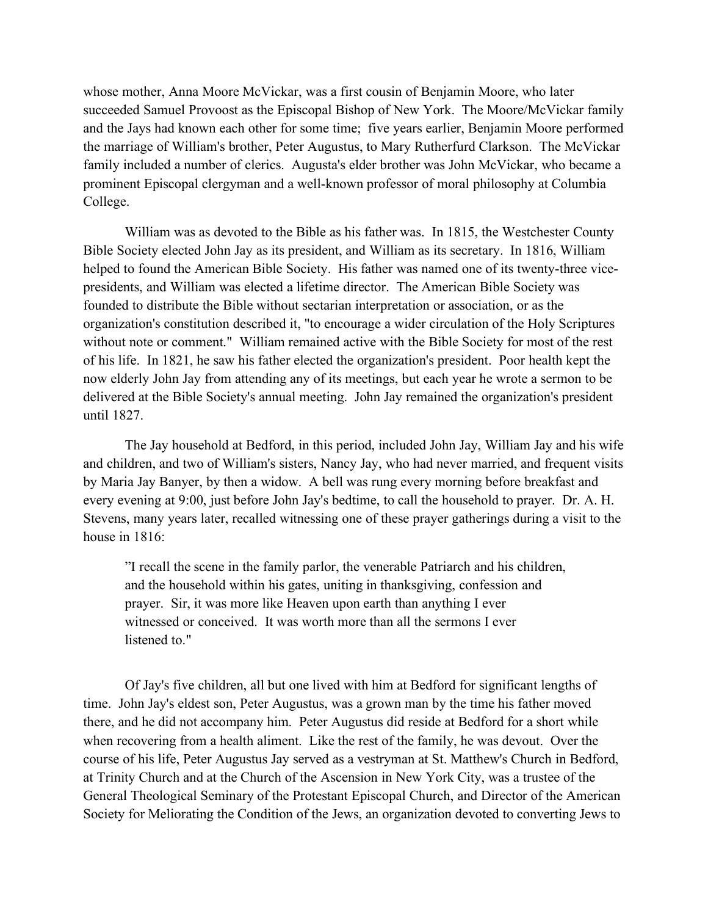whose mother, Anna Moore McVickar, was a first cousin of Benjamin Moore, who later succeeded Samuel Provoost as the Episcopal Bishop of New York. The Moore/McVickar family and the Jays had known each other for some time; five years earlier, Benjamin Moore performed the marriage of William's brother, Peter Augustus, to Mary Rutherfurd Clarkson. The McVickar family included a number of clerics. Augusta's elder brother was John McVickar, who became a prominent Episcopal clergyman and a well-known professor of moral philosophy at Columbia College.

William was as devoted to the Bible as his father was. In 1815, the Westchester County Bible Society elected John Jay as its president, and William as its secretary. In 1816, William helped to found the American Bible Society. His father was named one of its twenty-three vice-presidents, and William was elected a lifetime director. The American Bible Society was founded to distribute the Bible without sectarian interpretation or association, or as the organization's constitution described it, "to encourage a wider circulation of the Holy Scriptures without note or comment." William remained active with the Bible Society for most of the rest of his life. In 1821, he saw his father elected the organization's president. Poor health kept the now elderly John Jay from attending any of its meetings, but each year he wrote a sermon to be delivered at the Bible Society's annual meeting. John Jay remained the organization's president until 1827.

The Jay household at Bedford, in this period, included John Jay, William Jay and his wife and children, and two of William's sisters, Nancy Jay, who had never married, and frequent visits by Maria Jay Banyer, by then a widow. A bell was rung every morning before breakfast and every evening at 9:00, just before John Jay's bedtime, to call the household to prayer. Dr. A. H. Stevens, many years later, recalled witnessing one of these prayer gatherings during a visit to the house in 1816:

> "I recall the scene in the family parlor, the venerable Patriarch and his children, and the household within his gates, uniting in thanksgiving, confession and prayer. Sir, it was more like Heaven upon earth than anything I ever witnessed or conceived. It was worth more than all the sermons I ever listened to."

Of Jay's five children, all but one lived with him at Bedford for significant lengths of time. John Jay's eldest son, Peter Augustus, was a grown man by the time his father moved there, and he did not accompany him. Peter Augustus did reside at Bedford for a short while when recovering from a health aliment. Like the rest of the family, he was devout. Over the course of his life, Peter Augustus Jay served as a vestryman at St. Matthew's Church in Bedford, at Trinity Church and at the Church of the Ascension in New York City, was a trustee of the General Theological Seminary of the Protestant Episcopal Church, and Director of the American Society for Meliorating the Condition of the Jews, an organization devoted to converting Jews to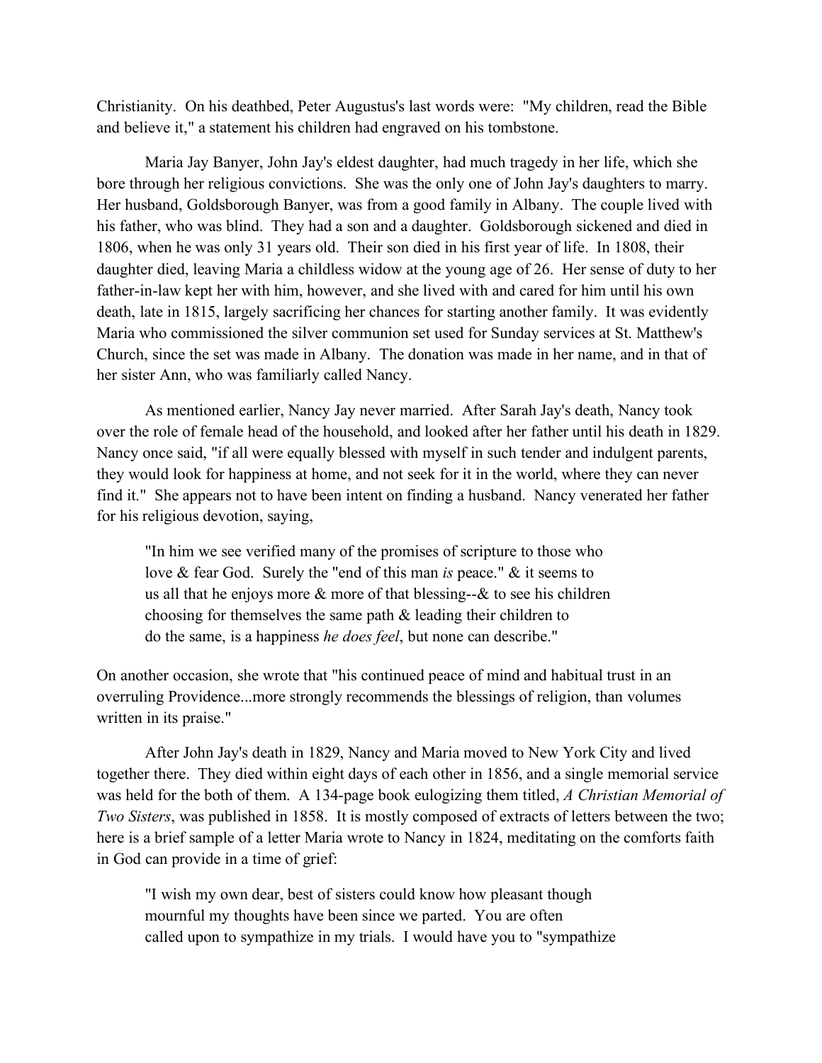Christianity. On his deathbed, Peter Augustus's last words were: "My children, read the Bible and believe it," a statement his children had engraved on his tombstone.

Maria Jay Banyer, John Jay's eldest daughter, had much tragedy in her life, which she bore through her religious convictions. She was the only one of John Jay's daughters to marry. Her husband, Goldsborough Banyer, was from a good family in Albany. The couple lived with his father, who was blind. They had a son and a daughter. Goldsborough sickened and died in 1806, when he was only 31 years old. Their son died in his first year of life. In 1808, their daughter died, leaving Maria a childless widow at the young age of 26. Her sense of duty to her father-in-law kept her with him, however, and she lived with and cared for him until his own death, late in 1815, largely sacrificing her chances for starting another family. It was evidently Maria who commissioned the silver communion set used for Sunday services at St. Matthew's Church, since the set was made in Albany. The donation was made in her name, and in that of her sister Ann, who was familiarly called Nancy.

As mentioned earlier, Nancy Jay never married. After Sarah Jay's death, Nancy took over the role of female head of the household, and looked after her father until his death in 1829. Nancy once said, "if all were equally blessed with myself in such tender and indulgent parents, they would look for happiness at home, and not seek for it in the world, where they can never find it." She appears not to have been intent on finding a husband. Nancy venerated her father for his religious devotion, saying,

> "In him we see verified many of the promises of scripture to those who love & fear God. Surely the "end of this man *is* peace." & it seems to us all that he enjoys more & more of that blessing--& to see his children choosing for themselves the same path & leading their children to do the same, is a happiness *he does feel*, but none can describe."

On another occasion, she wrote that "his continued peace of mind and habitual trust in an overruling Providence...more strongly recommends the blessings of religion, than volumes written in its praise."

After John Jay's death in 1829, Nancy and Maria moved to New York City and lived together there. They died within eight days of each other in 1856, and a single memorial service was held for the both of them. A 134-page book eulogizing them titled, *A Christian Memorial of Two Sisters*, was published in 1858. It is mostly composed of extracts of letters between the two; here is a brief sample of a letter Maria wrote to Nancy in 1824, meditating on the comforts faith in God can provide in a time of grief:

> "I wish my own dear, best of sisters could know how pleasant though mournful my thoughts have been since we parted. You are often called upon to sympathize in my trials. I would have you to "sympathize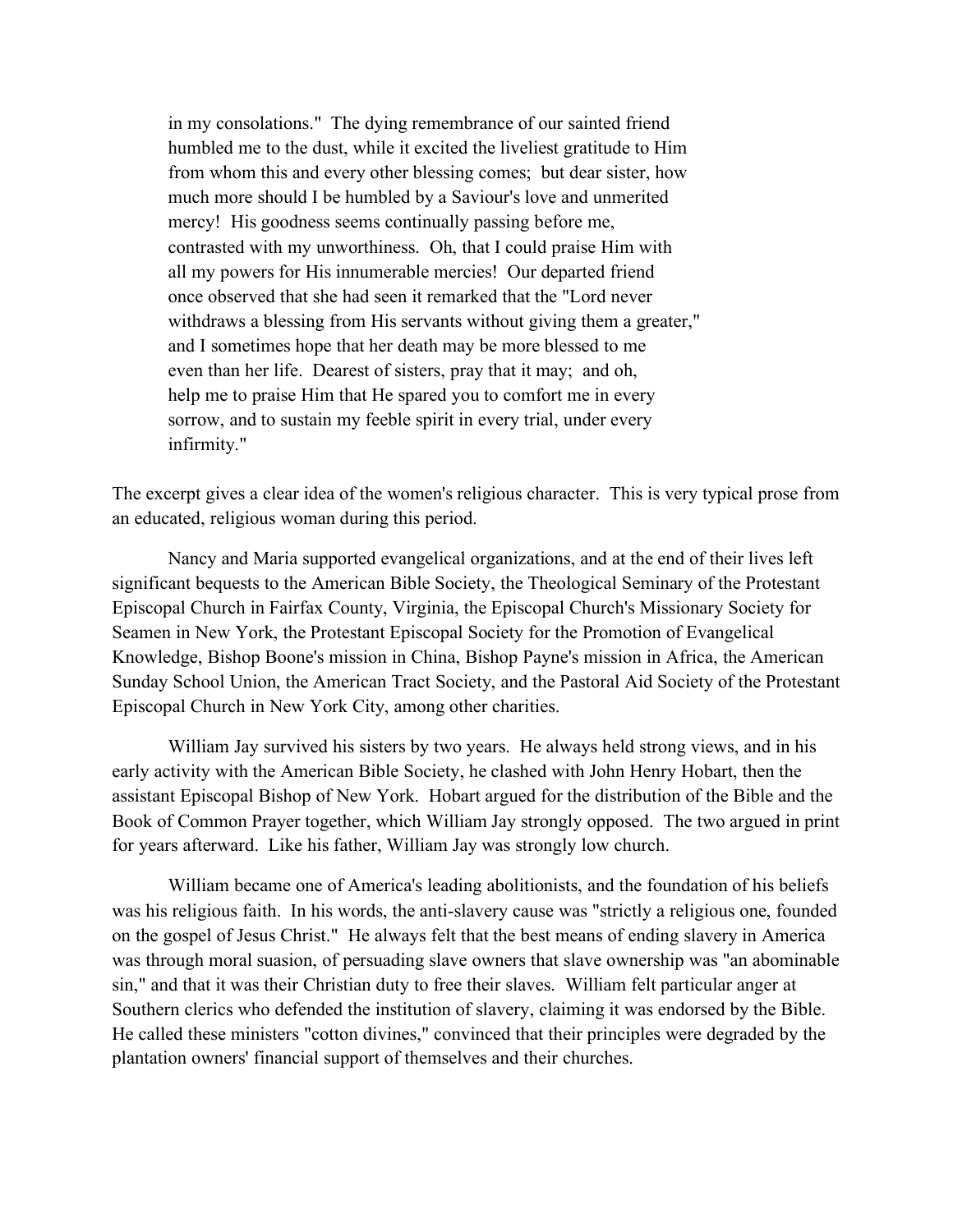> in my consolations." The dying remembrance of our sainted friend humbled me to the dust, while it excited the liveliest gratitude to Him from whom this and every other blessing comes; but dear sister, how much more should I be humbled by a Saviour's love and unmerited mercy! His goodness seems continually passing before me, contrasted with my unworthiness. Oh, that I could praise Him with all my powers for His innumerable mercies! Our departed friend once observed that she had seen it remarked that the "Lord never withdraws a blessing from His servants without giving them a greater," and I sometimes hope that her death may be more blessed to me even than her life. Dearest of sisters, pray that it may; and oh, help me to praise Him that He spared you to comfort me in every sorrow, and to sustain my feeble spirit in every trial, under every infirmity."

The excerpt gives a clear idea of the women's religious character. This is very typical prose from an educated, religious woman during this period.

Nancy and Maria supported evangelical organizations, and at the end of their lives left significant bequests to the American Bible Society, the Theological Seminary of the Protestant Episcopal Church in Fairfax County, Virginia, the Episcopal Church's Missionary Society for Seamen in New York, the Protestant Episcopal Society for the Promotion of Evangelical Knowledge, Bishop Boone's mission in China, Bishop Payne's mission in Africa, the American Sunday School Union, the American Tract Society, and the Pastoral Aid Society of the Protestant Episcopal Church in New York City, among other charities.

William Jay survived his sisters by two years. He always held strong views, and in his early activity with the American Bible Society, he clashed with John Henry Hobart, then the assistant Episcopal Bishop of New York. Hobart argued for the distribution of the Bible and the Book of Common Prayer together, which William Jay strongly opposed. The two argued in print for years afterward. Like his father, William Jay was strongly low church.

William became one of America's leading abolitionists, and the foundation of his beliefs was his religious faith. In his words, the anti-slavery cause was "strictly a religious one, founded on the gospel of Jesus Christ." He always felt that the best means of ending slavery in America was through moral suasion, of persuading slave owners that slave ownership was "an abominable sin," and that it was their Christian duty to free their slaves. William felt particular anger at Southern clerics who defended the institution of slavery, claiming it was endorsed by the Bible. He called these ministers "cotton divines," convinced that their principles were degraded by the plantation owners' financial support of themselves and their churches.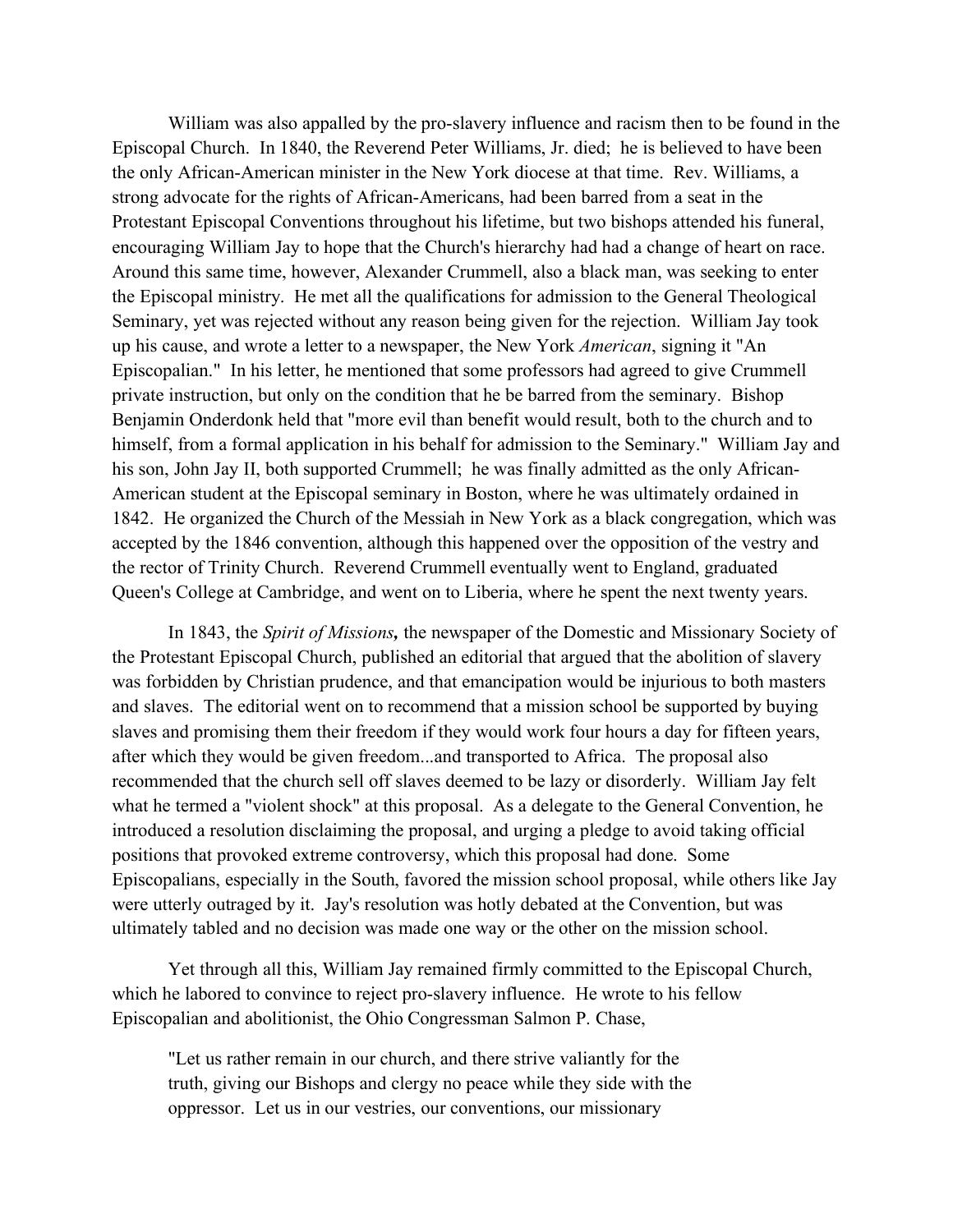William was also appalled by the pro-slavery influence and racism then to be found in the Episcopal Church. In 1840, the Reverend Peter Williams, Jr. died; he is believed to have been the only African-American minister in the New York diocese at that time. Rev. Williams, a strong advocate for the rights of African-Americans, had been barred from a seat in the Protestant Episcopal Conventions throughout his lifetime, but two bishops attended his funeral, encouraging William Jay to hope that the Church's hierarchy had had a change of heart on race. Around this same time, however, Alexander Crummell, also a black man, was seeking to enter the Episcopal ministry. He met all the qualifications for admission to the General Theological Seminary, yet was rejected without any reason being given for the rejection. William Jay took up his cause, and wrote a letter to a newspaper, the New York *American*, signing it "An Episcopalian." In his letter, he mentioned that some professors had agreed to give Crummell private instruction, but only on the condition that he be barred from the seminary. Bishop Benjamin Onderdonk held that "more evil than benefit would result, both to the church and to himself, from a formal application in his behalf for admission to the Seminary." William Jay and his son, John Jay II, both supported Crummell; he was finally admitted as the only African-American student at the Episcopal seminary in Boston, where he was ultimately ordained in 1842. He organized the Church of the Messiah in New York as a black congregation, which was accepted by the 1846 convention, although this happened over the opposition of the vestry and the rector of Trinity Church. Reverend Crummell eventually went to England, graduated Queen's College at Cambridge, and went on to Liberia, where he spent the next twenty years.

In 1843, the *Spirit of Missions***,** the newspaper of the Domestic and Missionary Society of the Protestant Episcopal Church, published an editorial that argued that the abolition of slavery was forbidden by Christian prudence, and that emancipation would be injurious to both masters and slaves. The editorial went on to recommend that a mission school be supported by buying slaves and promising them their freedom if they would work four hours a day for fifteen years, after which they would be given freedom...and transported to Africa. The proposal also recommended that the church sell off slaves deemed to be lazy or disorderly. William Jay felt what he termed a "violent shock" at this proposal. As a delegate to the General Convention, he introduced a resolution disclaiming the proposal, and urging a pledge to avoid taking official positions that provoked extreme controversy, which this proposal had done. Some Episcopalians, especially in the South, favored the mission school proposal, while others like Jay were utterly outraged by it. Jay's resolution was hotly debated at the Convention, but was ultimately tabled and no decision was made one way or the other on the mission school.

Yet through all this, William Jay remained firmly committed to the Episcopal Church, which he labored to convince to reject pro-slavery influence. He wrote to his fellow Episcopalian and abolitionist, the Ohio Congressman Salmon P. Chase,

> "Let us rather remain in our church, and there strive valiantly for the truth, giving our Bishops and clergy no peace while they side with the oppressor. Let us in our vestries, our conventions, our missionary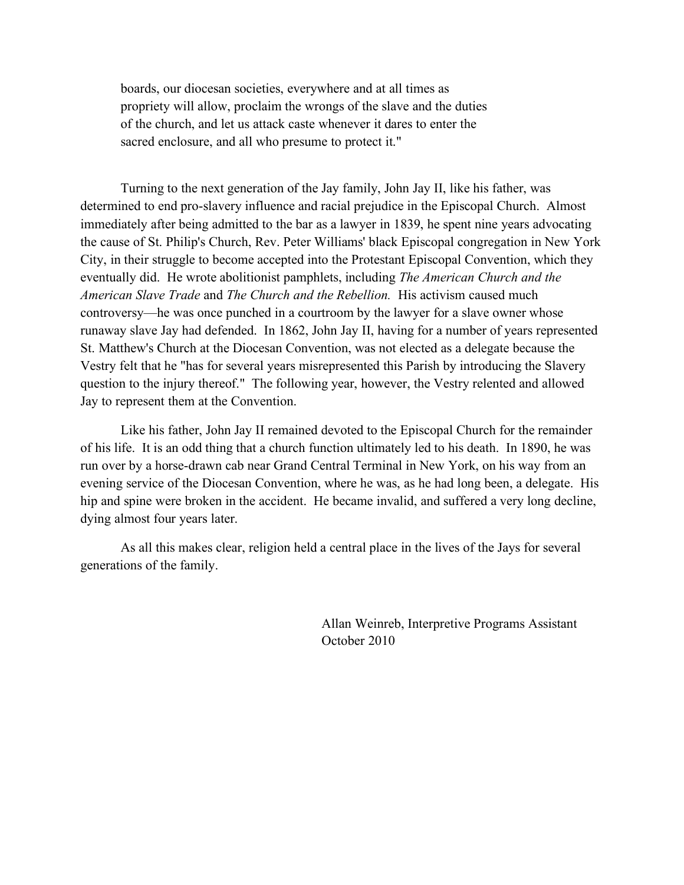> boards, our diocesan societies, everywhere and at all times as propriety will allow, proclaim the wrongs of the slave and the duties of the church, and let us attack caste whenever it dares to enter the sacred enclosure, and all who presume to protect it."

Turning to the next generation of the Jay family, John Jay II, like his father, was determined to end pro-slavery influence and racial prejudice in the Episcopal Church. Almost immediately after being admitted to the bar as a lawyer in 1839, he spent nine years advocating the cause of St. Philip's Church, Rev. Peter Williams' black Episcopal congregation in New York City, in their struggle to become accepted into the Protestant Episcopal Convention, which they eventually did. He wrote abolitionist pamphlets, including *The American Church and the American Slave Trade* and *The Church and the Rebellion.* His activism caused much controversy—he was once punched in a courtroom by the lawyer for a slave owner whose runaway slave Jay had defended. In 1862, John Jay II, having for a number of years represented St. Matthew's Church at the Diocesan Convention, was not elected as a delegate because the Vestry felt that he "has for several years misrepresented this Parish by introducing the Slavery question to the injury thereof." The following year, however, the Vestry relented and allowed Jay to represent them at the Convention.

Like his father, John Jay II remained devoted to the Episcopal Church for the remainder of his life. It is an odd thing that a church function ultimately led to his death. In 1890, he was run over by a horse-drawn cab near Grand Central Terminal in New York, on his way from an evening service of the Diocesan Convention, where he was, as he had long been, a delegate. His hip and spine were broken in the accident. He became invalid, and suffered a very long decline, dying almost four years later.

As all this makes clear, religion held a central place in the lives of the Jays for several generations of the family.

Allan Weinreb, Interpretive Programs Assistant
October 2010